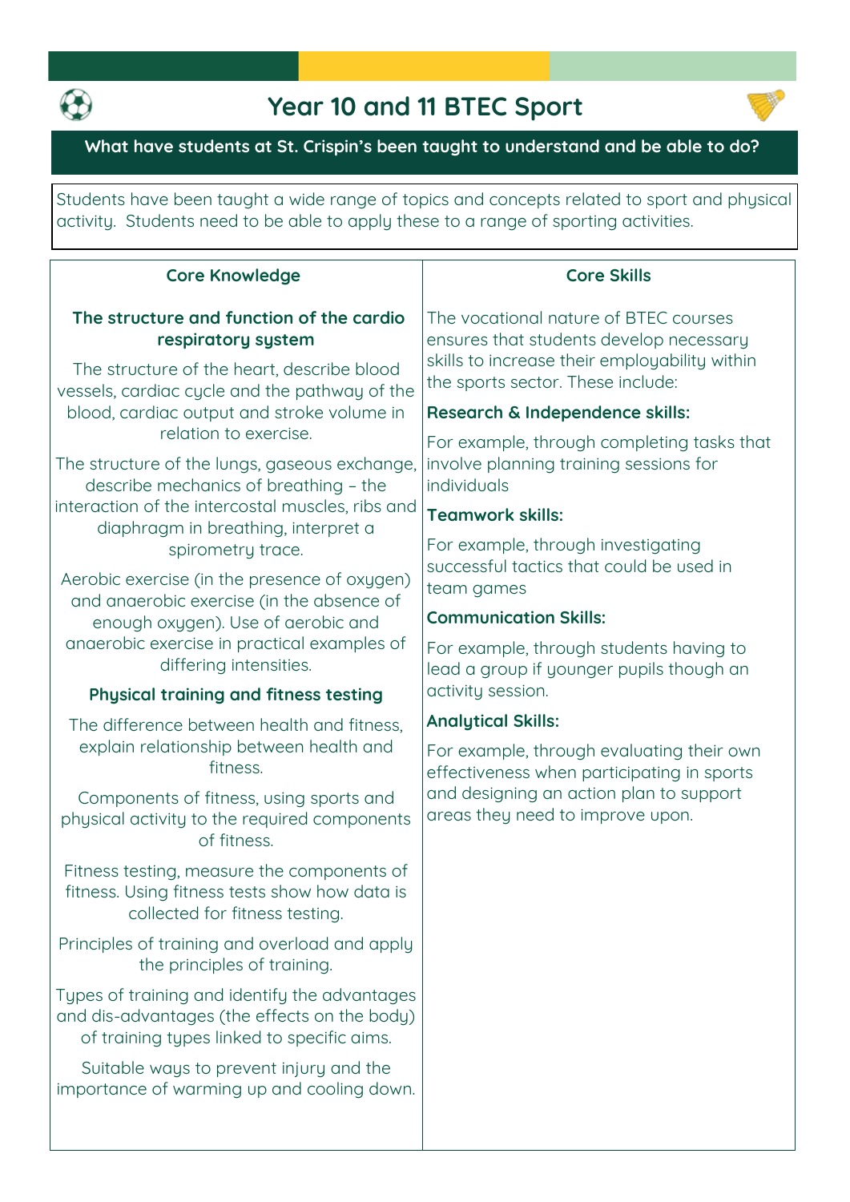# Year 10 and 11 BTEC Sport

## What have students at St. Crispin's been taught to understand and be able to do?

Students have been taught a wide range of topics and concepts related to sport and physical activity. Students need to be able to apply these to a range of sporting activities.

## Core Knowledge

### The structure and function of the cardio respiratory system

The structure of the heart, describe blood vessels, cardiac cycle and the pathway of the blood, cardiac output and stroke volume in relation to exercise.

The structure of the lungs, gaseous exchange, describe mechanics of breathing – the interaction of the intercostal muscles, ribs and diaphragm in breathing, interpret a spirometry trace.

Aerobic exercise (in the presence of oxygen) and anaerobic exercise (in the absence of enough oxygen). Use of aerobic and anaerobic exercise in practical examples of differing intensities.

### Physical training and fitness testing

The difference between health and fitness, explain relationship between health and fitness.

Components of fitness, using sports and physical activity to the required components of fitness.

Fitness testing, measure the components of fitness. Using fitness tests show how data is collected for fitness testing.

Principles of training and overload and apply the principles of training.

Types of training and identify the advantages and dis-advantages (the effects on the body) of training types linked to specific aims.

Suitable ways to prevent injury and the importance of warming up and cooling down.

## Core Skills

The vocational nature of BTEC courses ensures that students develop necessary skills to increase their employability within the sports sector. These include:

**Research & Independence skills:**

For example, through completing tasks that involve planning training sessions for individuals

**Teamwork skills:**

For example, through investigating successful tactics that could be used in team games

**Communication Skills:**

For example, through students having to lead a group if younger pupils though an activity session.

**Analytical Skills:**

For example, through evaluating their own effectiveness when participating in sports and designing an action plan to support areas they need to improve upon.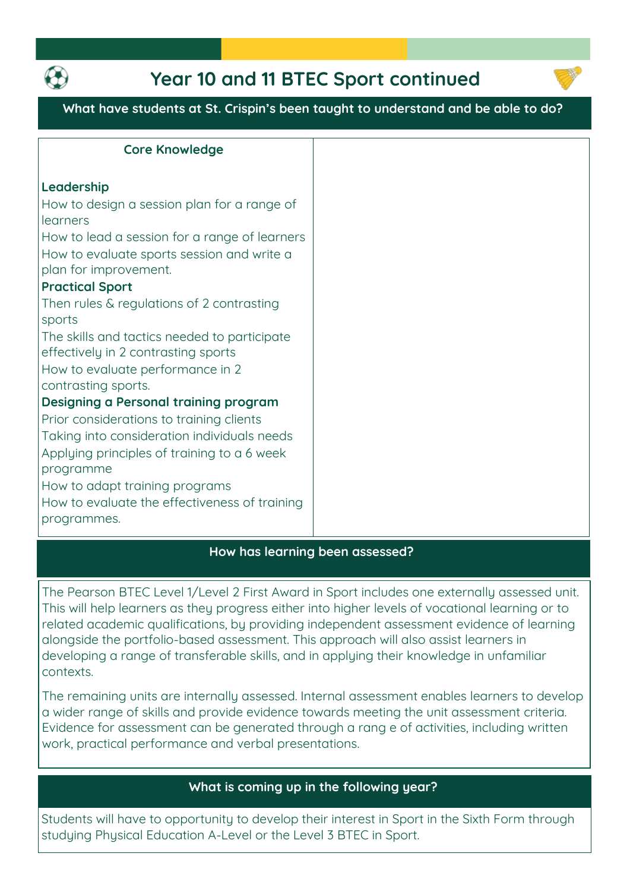# Year 10 and 11 BTEC Sport continued

## What have students at St. Crispin's been taught to understand and be able to do?

### Core Knowledge

**Leadership**

How to design a session plan for a range of learners

How to lead a session for a range of learners

How to evaluate sports session and write a plan for improvement.

**Practical Sport**

Then rules & regulations of 2 contrasting sports

The skills and tactics needed to participate effectively in 2 contrasting sports

How to evaluate performance in 2 contrasting sports.

**Designing a Personal training program**

Prior considerations to training clients

Taking into consideration individuals needs

Applying principles of training to a 6 week programme

How to adapt training programs

How to evaluate the effectiveness of training programmes.

## How has learning been assessed?

The Pearson BTEC Level 1/Level 2 First Award in Sport includes one externally assessed unit. This will help learners as they progress either into higher levels of vocational learning or to related academic qualifications, by providing independent assessment evidence of learning alongside the portfolio-based assessment. This approach will also assist learners in developing a range of transferable skills, and in applying their knowledge in unfamiliar contexts.

The remaining units are internally assessed. Internal assessment enables learners to develop a wider range of skills and provide evidence towards meeting the unit assessment criteria. Evidence for assessment can be generated through a rang e of activities, including written work, practical performance and verbal presentations.

## What is coming up in the following year?

Students will have to opportunity to develop their interest in Sport in the Sixth Form through studying Physical Education A-Level or the Level 3 BTEC in Sport.